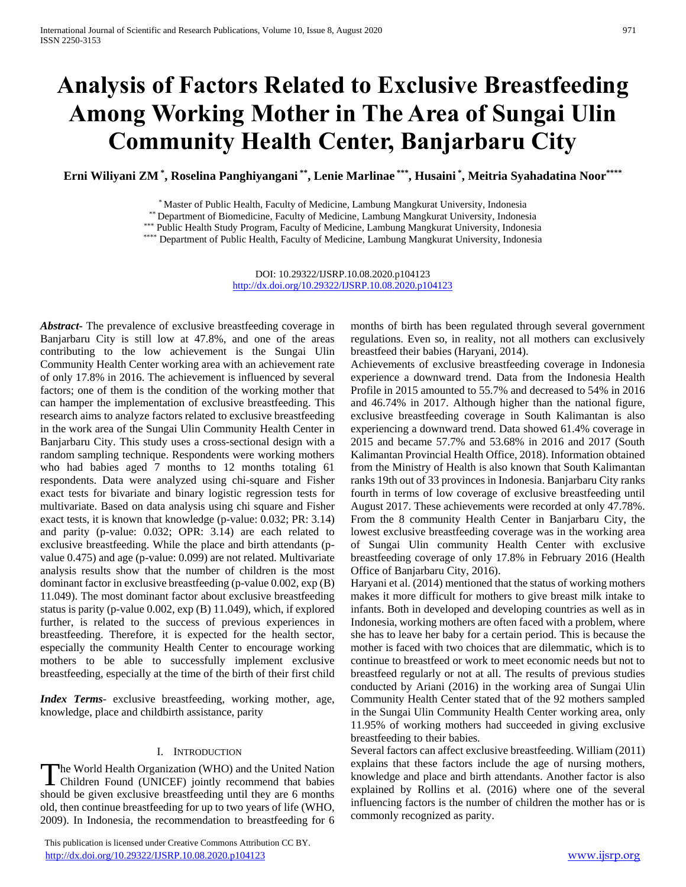# Analysis of Factors Related to Exclusive Breastfeeding Among Working Mother in The Area of Sungai Ulin Community Health Center, Banjarbaru City

**Erni Wiliyani ZM [*], Roselina Panghiyangani [**], Lenie Marlinae [***], Husaini [*], Meitria Syahadatina Noor [****]**

[*] Master of Public Health, Faculty of Medicine, Lambung Mangkurat University, Indonesia
[**] Department of Biomedicine, Faculty of Medicine, Lambung Mangkurat University, Indonesia
[***] Public Health Study Program, Faculty of Medicine, Lambung Mangkurat University, Indonesia
[****] Department of Public Health, Faculty of Medicine, Lambung Mangkurat University, Indonesia

DOI: 10.29322/IJSRP.10.08.2020.p104123
http://dx.doi.org/10.29322/IJSRP.10.08.2020.p104123

***Abstract***- The prevalence of exclusive breastfeeding coverage in Banjarbaru City is still low at 47.8%, and one of the areas contributing to the low achievement is the Sungai Ulin Community Health Center working area with an achievement rate of only 17.8% in 2016. The achievement is influenced by several factors; one of them is the condition of the working mother that can hamper the implementation of exclusive breastfeeding. This research aims to analyze factors related to exclusive breastfeeding in the work area of the Sungai Ulin Community Health Center in Banjarbaru City. This study uses a cross-sectional design with a random sampling technique. Respondents were working mothers who had babies aged 7 months to 12 months totaling 61 respondents. Data were analyzed using chi-square and Fisher exact tests for bivariate and binary logistic regression tests for multivariate. Based on data analysis using chi square and Fisher exact tests, it is known that knowledge (p-value: 0.032; PR: 3.14) and parity (p-value: 0.032; OPR: 3.14) are each related to exclusive breastfeeding. While the place and birth attendants (p-value 0.475) and age (p-value: 0.099) are not related. Multivariate analysis results show that the number of children is the most dominant factor in exclusive breastfeeding (p-value 0.002, exp (B) 11.049). The most dominant factor about exclusive breastfeeding status is parity (p-value 0.002, exp (B) 11.049), which, if explored further, is related to the success of previous experiences in breastfeeding. Therefore, it is expected for the health sector, especially the community Health Center to encourage working mothers to be able to successfully implement exclusive breastfeeding, especially at the time of the birth of their first child

***Index Terms***- exclusive breastfeeding, working mother, age, knowledge, place and childbirth assistance, parity

## I. Introduction

The World Health Organization (WHO) and the United Nation Children Found (UNICEF) jointly recommend that babies should be given exclusive breastfeeding until they are 6 months old, then continue breastfeeding for up to two years of life (WHO, 2009). In Indonesia, the recommendation to breastfeeding for 6 months of birth has been regulated through several government regulations. Even so, in reality, not all mothers can exclusively breastfeed their babies (Haryani, 2014).

Achievements of exclusive breastfeeding coverage in Indonesia experience a downward trend. Data from the Indonesia Health Profile in 2015 amounted to 55.7% and decreased to 54% in 2016 and 46.74% in 2017. Although higher than the national figure, exclusive breastfeeding coverage in South Kalimantan is also experiencing a downward trend. Data showed 61.4% coverage in 2015 and became 57.7% and 53.68% in 2016 and 2017 (South Kalimantan Provincial Health Office, 2018). Information obtained from the Ministry of Health is also known that South Kalimantan ranks 19th out of 33 provinces in Indonesia. Banjarbaru City ranks fourth in terms of low coverage of exclusive breastfeeding until August 2017. These achievements were recorded at only 47.78%. From the 8 community Health Center in Banjarbaru City, the lowest exclusive breastfeeding coverage was in the working area of Sungai Ulin community Health Center with exclusive breastfeeding coverage of only 17.8% in February 2016 (Health Office of Banjarbaru City, 2016).

Haryani et al. (2014) mentioned that the status of working mothers makes it more difficult for mothers to give breast milk intake to infants. Both in developed and developing countries as well as in Indonesia, working mothers are often faced with a problem, where she has to leave her baby for a certain period. This is because the mother is faced with two choices that are dilemmatic, which is to continue to breastfeed or work to meet economic needs but not to breastfeed regularly or not at all. The results of previous studies conducted by Ariani (2016) in the working area of Sungai Ulin Community Health Center stated that of the 92 mothers sampled in the Sungai Ulin Community Health Center working area, only 11.95% of working mothers had succeeded in giving exclusive breastfeeding to their babies.

Several factors can affect exclusive breastfeeding. William (2011) explains that these factors include the age of nursing mothers, knowledge and place and birth attendants. Another factor is also explained by Rollins et al. (2016) where one of the several influencing factors is the number of children the mother has or is commonly recognized as parity.

This publication is licensed under Creative Commons Attribution CC BY.
http://dx.doi.org/10.29322/IJSRP.10.08.2020.p104123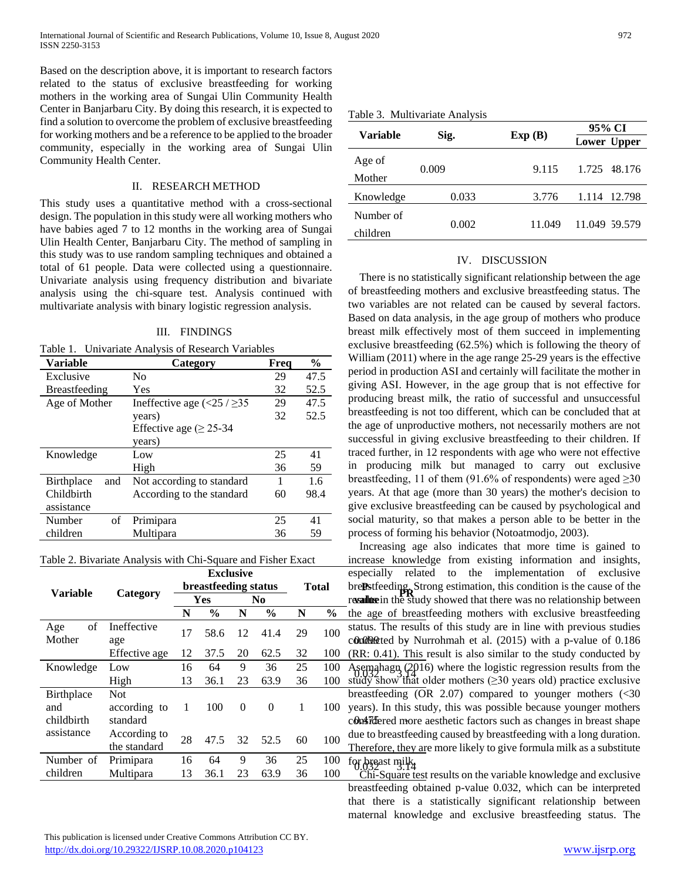Based on the description above, it is important to research factors related to the status of exclusive breastfeeding for working mothers in the working area of Sungai Ulin Community Health Center in Banjarbaru City. By doing this research, it is expected to find a solution to overcome the problem of exclusive breastfeeding for working mothers and be a reference to be applied to the broader community, especially in the working area of Sungai Ulin Community Health Center.

## II. RESEARCH METHOD

This study uses a quantitative method with a cross-sectional design. The population in this study were all working mothers who have babies aged 7 to 12 months in the working area of Sungai Ulin Health Center, Banjarbaru City. The method of sampling in this study was to use random sampling techniques and obtained a total of 61 people. Data were collected using a questionnaire. Univariate analysis using frequency distribution and bivariate analysis using the chi-square test. Analysis continued with multivariate analysis with binary logistic regression analysis.

## III. FINDINGS

Table 1. Univariate Analysis of Research Variables

| Variable | Category | Freq | % |
|---|---|---|---|
| Exclusive Breastfeeding | No | 29 | 47.5 |
| | Yes | 32 | 52.5 |
| Age of Mother | Ineffective age (<25 / ≥35 years) | 29 | 47.5 |
| | Effective age (≥ 25-34 years) | 32 | 52.5 |
| Knowledge | Low | 25 | 41 |
| | High | 36 | 59 |
| Birthplace and Childbirth assistance | Not according to standard | 1 | 1.6 |
| | According to the standard | 60 | 98.4 |
| Number of children | Primipara | 25 | 41 |
| | Multipara | 36 | 59 |

Table 2. Bivariate Analysis with Chi-Square and Fisher Exact

| Variable | Category | Exclusive breastfeeding status | | | | Total | | p value | PR |
|---|---|---|---|---|---|---|---|---|---|
| | | Yes | | No | | | | | |
| | | N | % | N | % | N | % | | |
| Age of Mother | Ineffective age | 17 | 58.6 | 12 | 41.4 | 29 | 100 | 0.090 | - |
| | Effective age | 12 | 37.5 | 20 | 62.5 | 32 | 100 | | |
| Knowledge | Low | 16 | 64 | 9 | 36 | 25 | 100 | 0.032 | 3.14 |
| | High | 13 | 36.1 | 23 | 63.9 | 36 | 100 | | |
| Birthplace and childbirth assistance | Not according to standard | 1 | 100 | 0 | 0 | 1 | 100 | 0.475 | - |
| | According to the standard | 28 | 47.5 | 32 | 52.5 | 60 | 100 | | |
| Number of children | Primipara | 16 | 64 | 9 | 36 | 25 | 100 | 0.032 | 3.14 |
| | Multipara | 13 | 36.1 | 23 | 63.9 | 36 | 100 | | |

Table 3. Multivariate Analysis

| Variable | Sig. | Exp (B) | 95% CI | |
|---|---|---|---|---|
| | | | Lower | Upper |
| Age of Mother | 0.009 | 9.115 | 1.725 | 48.176 |
| Knowledge | 0.033 | 3.776 | 1.114 | 12.798 |
| Number of children | 0.002 | 11.049 | 11.049 | 59.579 |

## IV. DISCUSSION

There is no statistically significant relationship between the age of breastfeeding mothers and exclusive breastfeeding status. The two variables are not related can be caused by several factors. Based on data analysis, in the age group of mothers who produce breast milk effectively most of them succeed in implementing exclusive breastfeeding (62.5%) which is following the theory of William (2011) where in the age range 25-29 years is the effective period in production ASI and certainly will facilitate the mother in giving ASI. However, in the age group that is not effective for producing breast milk, the ratio of successful and unsuccessful breastfeeding is not too different, which can be concluded that at the age of unproductive mothers, not necessarily mothers are not successful in giving exclusive breastfeeding to their children. If traced further, in 12 respondents with age who were not effective in producing milk but managed to carry out exclusive breastfeeding, 11 of them (91.6% of respondents) were aged ≥30 years. At that age (more than 30 years) the mother's decision to give exclusive breastfeeding can be caused by psychological and social maturity, so that makes a person able to be better in the process of forming his behavior (Notoatmodjo, 2003).

Increasing age also indicates that more time is gained to increase knowledge from existing information and insights, especially related to the implementation of exclusive breastfeeding. Strong estimation, this condition is the cause of the results in the study showed that there was no relationship between the age of breastfeeding mothers with exclusive breastfeeding status. The results of this study are in line with previous studies conducted by Nurrohmah et al. (2015) with a p-value of 0.186 (RR: 0.41). This result is also similar to the study conducted by Asemahagn (2016) where the logistic regression results from the study show that older mothers (≥30 years old) practice exclusive breastfeeding (OR 2.07) compared to younger mothers (<30 years). In this study, this was possible because younger mothers considered more aesthetic factors such as changes in breast shape due to breastfeeding caused by breastfeeding with a long duration. Therefore, they are more likely to give formula milk as a substitute for breast milk.

Chi-Square test results on the variable knowledge and exclusive breastfeeding obtained p-value 0.032, which can be interpreted that there is a statistically significant relationship between maternal knowledge and exclusive breastfeeding status. The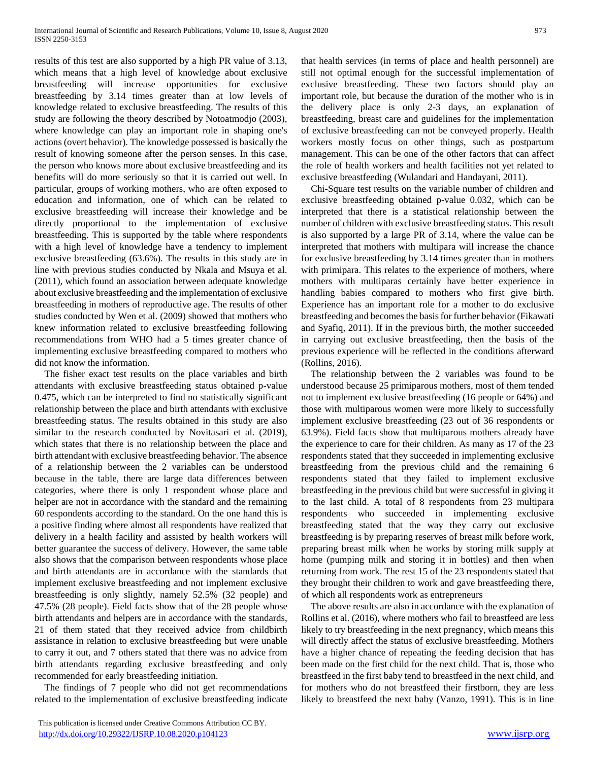results of this test are also supported by a high PR value of 3.13, which means that a high level of knowledge about exclusive breastfeeding will increase opportunities for exclusive breastfeeding by 3.14 times greater than at low levels of knowledge related to exclusive breastfeeding. The results of this study are following the theory described by Notoatmodjo (2003), where knowledge can play an important role in shaping one's actions (overt behavior). The knowledge possessed is basically the result of knowing someone after the person senses. In this case, the person who knows more about exclusive breastfeeding and its benefits will do more seriously so that it is carried out well. In particular, groups of working mothers, who are often exposed to education and information, one of which can be related to exclusive breastfeeding will increase their knowledge and be directly proportional to the implementation of exclusive breastfeeding. This is supported by the table where respondents with a high level of knowledge have a tendency to implement exclusive breastfeeding (63.6%). The results in this study are in line with previous studies conducted by Nkala and Msuya et al. (2011), which found an association between adequate knowledge about exclusive breastfeeding and the implementation of exclusive breastfeeding in mothers of reproductive age. The results of other studies conducted by Wen et al. (2009) showed that mothers who knew information related to exclusive breastfeeding following recommendations from WHO had a 5 times greater chance of implementing exclusive breastfeeding compared to mothers who did not know the information.

The fisher exact test results on the place variables and birth attendants with exclusive breastfeeding status obtained p-value 0.475, which can be interpreted to find no statistically significant relationship between the place and birth attendants with exclusive breastfeeding status. The results obtained in this study are also similar to the research conducted by Novitasari et al. (2019), which states that there is no relationship between the place and birth attendant with exclusive breastfeeding behavior. The absence of a relationship between the 2 variables can be understood because in the table, there are large data differences between categories, where there is only 1 respondent whose place and helper are not in accordance with the standard and the remaining 60 respondents according to the standard. On the one hand this is a positive finding where almost all respondents have realized that delivery in a health facility and assisted by health workers will better guarantee the success of delivery. However, the same table also shows that the comparison between respondents whose place and birth attendants are in accordance with the standards that implement exclusive breastfeeding and not implement exclusive breastfeeding is only slightly, namely 52.5% (32 people) and 47.5% (28 people). Field facts show that of the 28 people whose birth attendants and helpers are in accordance with the standards, 21 of them stated that they received advice from childbirth assistance in relation to exclusive breastfeeding but were unable to carry it out, and 7 others stated that there was no advice from birth attendants regarding exclusive breastfeeding and only recommended for early breastfeeding initiation.

The findings of 7 people who did not get recommendations related to the implementation of exclusive breastfeeding indicate that health services (in terms of place and health personnel) are still not optimal enough for the successful implementation of exclusive breastfeeding. These two factors should play an important role, but because the duration of the mother who is in the delivery place is only 2-3 days, an explanation of breastfeeding, breast care and guidelines for the implementation of exclusive breastfeeding can not be conveyed properly. Health workers mostly focus on other things, such as postpartum management. This can be one of the other factors that can affect the role of health workers and health facilities not yet related to exclusive breastfeeding (Wulandari and Handayani, 2011).

Chi-Square test results on the variable number of children and exclusive breastfeeding obtained p-value 0.032, which can be interpreted that there is a statistical relationship between the number of children with exclusive breastfeeding status. This result is also supported by a large PR of 3.14, where the value can be interpreted that mothers with multipara will increase the chance for exclusive breastfeeding by 3.14 times greater than in mothers with primipara. This relates to the experience of mothers, where mothers with multiparas certainly have better experience in handling babies compared to mothers who first give birth. Experience has an important role for a mother to do exclusive breastfeeding and becomes the basis for further behavior (Fikawati and Syafiq, 2011). If in the previous birth, the mother succeeded in carrying out exclusive breastfeeding, then the basis of the previous experience will be reflected in the conditions afterward (Rollins, 2016).

The relationship between the 2 variables was found to be understood because 25 primiparous mothers, most of them tended not to implement exclusive breastfeeding (16 people or 64%) and those with multiparous women were more likely to successfully implement exclusive breastfeeding (23 out of 36 respondents or 63.9%). Field facts show that multiparous mothers already have the experience to care for their children. As many as 17 of the 23 respondents stated that they succeeded in implementing exclusive breastfeeding from the previous child and the remaining 6 respondents stated that they failed to implement exclusive breastfeeding in the previous child but were successful in giving it to the last child. A total of 8 respondents from 23 multipara respondents who succeeded in implementing exclusive breastfeeding stated that the way they carry out exclusive breastfeeding is by preparing reserves of breast milk before work, preparing breast milk when he works by storing milk supply at home (pumping milk and storing it in bottles) and then when returning from work. The rest 15 of the 23 respondents stated that they brought their children to work and gave breastfeeding there, of which all respondents work as entrepreneurs

The above results are also in accordance with the explanation of Rollins et al. (2016), where mothers who fail to breastfeed are less likely to try breastfeeding in the next pregnancy, which means this will directly affect the status of exclusive breastfeeding. Mothers have a higher chance of repeating the feeding decision that has been made on the first child for the next child. That is, those who breastfeed in the first baby tend to breastfeed in the next child, and for mothers who do not breastfeed their firstborn, they are less likely to breastfeed the next baby (Vanzo, 1991). This is in line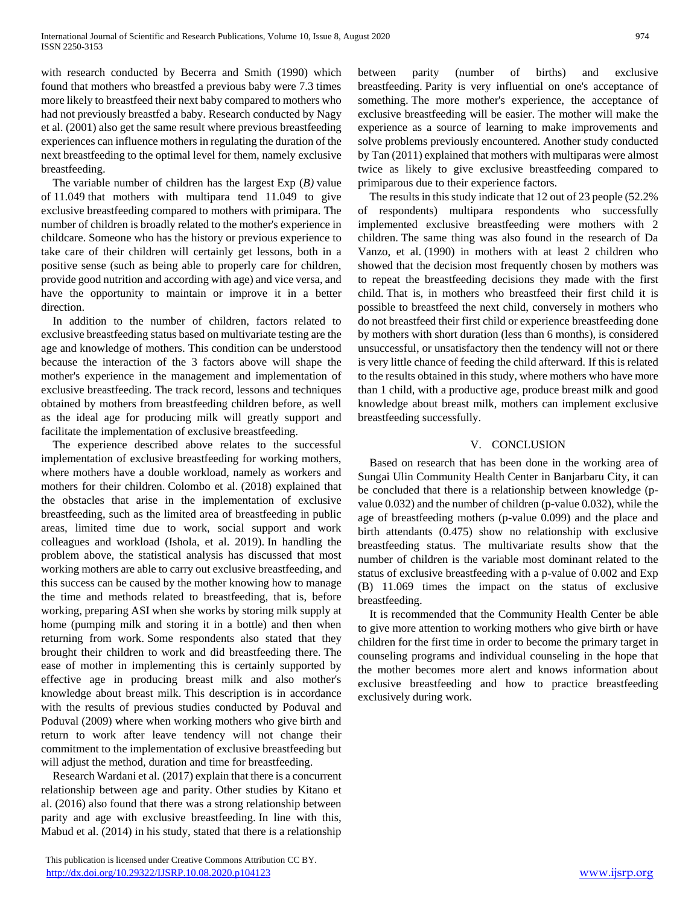with research conducted by Becerra and Smith (1990) which found that mothers who breastfed a previous baby were 7.3 times more likely to breastfeed their next baby compared to mothers who had not previously breastfed a baby. Research conducted by Nagy et al. (2001) also get the same result where previous breastfeeding experiences can influence mothers in regulating the duration of the next breastfeeding to the optimal level for them, namely exclusive breastfeeding.

The variable number of children has the largest Exp (*B)* value of 11.049 that mothers with multipara tend 11.049 to give exclusive breastfeeding compared to mothers with primipara. The number of children is broadly related to the mother's experience in childcare. Someone who has the history or previous experience to take care of their children will certainly get lessons, both in a positive sense (such as being able to properly care for children, provide good nutrition and according with age) and vice versa, and have the opportunity to maintain or improve it in a better direction.

In addition to the number of children, factors related to exclusive breastfeeding status based on multivariate testing are the age and knowledge of mothers. This condition can be understood because the interaction of the 3 factors above will shape the mother's experience in the management and implementation of exclusive breastfeeding. The track record, lessons and techniques obtained by mothers from breastfeeding children before, as well as the ideal age for producing milk will greatly support and facilitate the implementation of exclusive breastfeeding.

The experience described above relates to the successful implementation of exclusive breastfeeding for working mothers, where mothers have a double workload, namely as workers and mothers for their children. Colombo et al. (2018) explained that the obstacles that arise in the implementation of exclusive breastfeeding, such as the limited area of breastfeeding in public areas, limited time due to work, social support and work colleagues and workload (Ishola, et al. 2019). In handling the problem above, the statistical analysis has discussed that most working mothers are able to carry out exclusive breastfeeding, and this success can be caused by the mother knowing how to manage the time and methods related to breastfeeding, that is, before working, preparing ASI when she works by storing milk supply at home (pumping milk and storing it in a bottle) and then when returning from work. Some respondents also stated that they brought their children to work and did breastfeeding there. The ease of mother in implementing this is certainly supported by effective age in producing breast milk and also mother's knowledge about breast milk. This description is in accordance with the results of previous studies conducted by Poduval and Poduval (2009) where when working mothers who give birth and return to work after leave tendency will not change their commitment to the implementation of exclusive breastfeeding but will adjust the method, duration and time for breastfeeding.

Research Wardani et al. (2017) explain that there is a concurrent relationship between age and parity. Other studies by Kitano et al. (2016) also found that there was a strong relationship between parity and age with exclusive breastfeeding. In line with this, Mabud et al. (2014) in his study, stated that there is a relationship between parity (number of births) and exclusive breastfeeding. Parity is very influential on one's acceptance of something. The more mother's experience, the acceptance of exclusive breastfeeding will be easier. The mother will make the experience as a source of learning to make improvements and solve problems previously encountered. Another study conducted by Tan (2011) explained that mothers with multiparas were almost twice as likely to give exclusive breastfeeding compared to primiparous due to their experience factors.

The results in this study indicate that 12 out of 23 people (52.2% of respondents) multipara respondents who successfully implemented exclusive breastfeeding were mothers with 2 children. The same thing was also found in the research of Da Vanzo, et al. (1990) in mothers with at least 2 children who showed that the decision most frequently chosen by mothers was to repeat the breastfeeding decisions they made with the first child. That is, in mothers who breastfeed their first child it is possible to breastfeed the next child, conversely in mothers who do not breastfeed their first child or experience breastfeeding done by mothers with short duration (less than 6 months), is considered unsuccessful, or unsatisfactory then the tendency will not or there is very little chance of feeding the child afterward. If this is related to the results obtained in this study, where mothers who have more than 1 child, with a productive age, produce breast milk and good knowledge about breast milk, mothers can implement exclusive breastfeeding successfully.

## V. CONCLUSION

Based on research that has been done in the working area of Sungai Ulin Community Health Center in Banjarbaru City, it can be concluded that there is a relationship between knowledge (p-value 0.032) and the number of children (p-value 0.032), while the age of breastfeeding mothers (p-value 0.099) and the place and birth attendants (0.475) show no relationship with exclusive breastfeeding status. The multivariate results show that the number of children is the variable most dominant related to the status of exclusive breastfeeding with a p-value of 0.002 and Exp (B) 11.069 times the impact on the status of exclusive breastfeeding.

It is recommended that the Community Health Center be able to give more attention to working mothers who give birth or have children for the first time in order to become the primary target in counseling programs and individual counseling in the hope that the mother becomes more alert and knows information about exclusive breastfeeding and how to practice breastfeeding exclusively during work.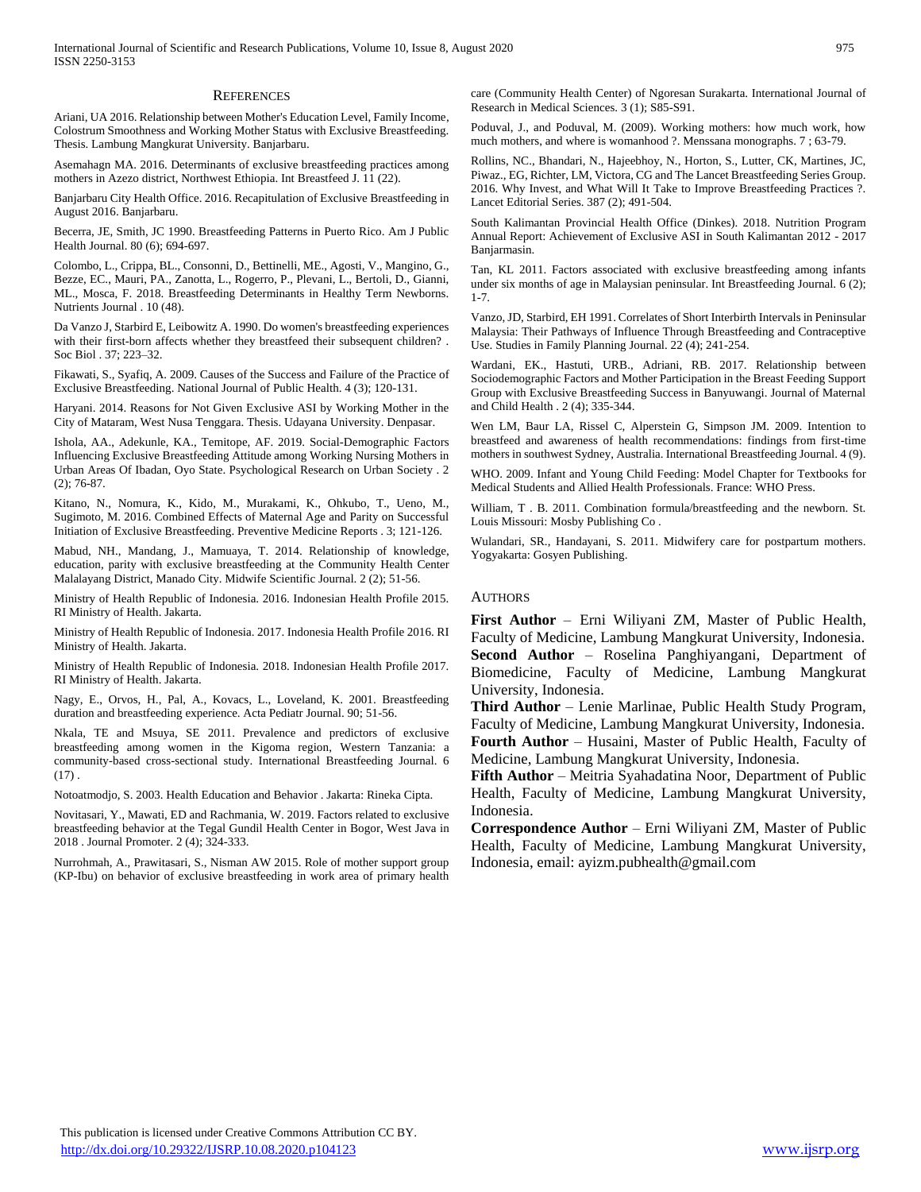## REFERENCES

Ariani, UA 2016. Relationship between Mother's Education Level, Family Income, Colostrum Smoothness and Working Mother Status with Exclusive Breastfeeding. Thesis. Lambung Mangkurat University. Banjarbaru.

Asemahagn MA. 2016. Determinants of exclusive breastfeeding practices among mothers in Azezo district, Northwest Ethiopia. Int Breastfeed J. 11 (22).

Banjarbaru City Health Office. 2016. Recapitulation of Exclusive Breastfeeding in August 2016. Banjarbaru.

Becerra, JE, Smith, JC 1990. Breastfeeding Patterns in Puerto Rico. Am J Public Health Journal. 80 (6); 694-697.

Colombo, L., Crippa, BL., Consonni, D., Bettinelli, ME., Agosti, V., Mangino, G., Bezze, EC., Mauri, PA., Zanotta, L., Rogerro, P., Plevani, L., Bertoli, D., Gianni, ML., Mosca, F. 2018. Breastfeeding Determinants in Healthy Term Newborns. Nutrients Journal . 10 (48).

Da Vanzo J, Starbird E, Leibowitz A. 1990. Do women's breastfeeding experiences with their first-born affects whether they breastfeed their subsequent children? . Soc Biol . 37; 223–32.

Fikawati, S., Syafiq, A. 2009. Causes of the Success and Failure of the Practice of Exclusive Breastfeeding. National Journal of Public Health. 4 (3); 120-131.

Haryani. 2014. Reasons for Not Given Exclusive ASI by Working Mother in the City of Mataram, West Nusa Tenggara. Thesis. Udayana University. Denpasar.

Ishola, AA., Adekunle, KA., Temitope, AF. 2019. Social-Demographic Factors Influencing Exclusive Breastfeeding Attitude among Working Nursing Mothers in Urban Areas Of Ibadan, Oyo State. Psychological Research on Urban Society . 2 (2); 76-87.

Kitano, N., Nomura, K., Kido, M., Murakami, K., Ohkubo, T., Ueno, M., Sugimoto, M. 2016. Combined Effects of Maternal Age and Parity on Successful Initiation of Exclusive Breastfeeding. Preventive Medicine Reports . 3; 121-126.

Mabud, NH., Mandang, J., Mamuaya, T. 2014. Relationship of knowledge, education, parity with exclusive breastfeeding at the Community Health Center Malalayang District, Manado City. Midwife Scientific Journal. 2 (2); 51-56.

Ministry of Health Republic of Indonesia. 2016. Indonesian Health Profile 2015. RI Ministry of Health. Jakarta.

Ministry of Health Republic of Indonesia. 2017. Indonesia Health Profile 2016. RI Ministry of Health. Jakarta.

Ministry of Health Republic of Indonesia. 2018. Indonesian Health Profile 2017. RI Ministry of Health. Jakarta.

Nagy, E., Orvos, H., Pal, A., Kovacs, L., Loveland, K. 2001. Breastfeeding duration and breastfeeding experience. Acta Pediatr Journal. 90; 51-56.

Nkala, TE and Msuya, SE 2011. Prevalence and predictors of exclusive breastfeeding among women in the Kigoma region, Western Tanzania: a community-based cross-sectional study. International Breastfeeding Journal. 6 (17) .

Notoatmodjo, S. 2003. Health Education and Behavior . Jakarta: Rineka Cipta.

Novitasari, Y., Mawati, ED and Rachmania, W. 2019. Factors related to exclusive breastfeeding behavior at the Tegal Gundil Health Center in Bogor, West Java in 2018 . Journal Promoter. 2 (4); 324-333.

Nurrohmah, A., Prawitasari, S., Nisman AW 2015. Role of mother support group (KP-Ibu) on behavior of exclusive breastfeeding in work area of primary health care (Community Health Center) of Ngoresan Surakarta. International Journal of Research in Medical Sciences. 3 (1); S85-S91.

Poduval, J., and Poduval, M. (2009). Working mothers: how much work, how much mothers, and where is womanhood ?. Menssana monographs. 7 ; 63-79.

Rollins, NC., Bhandari, N., Hajeebhoy, N., Horton, S., Lutter, CK, Martines, JC, Piwaz., EG, Richter, LM, Victora, CG and The Lancet Breastfeeding Series Group. 2016. Why Invest, and What Will It Take to Improve Breastfeeding Practices ?. Lancet Editorial Series. 387 (2); 491-504.

South Kalimantan Provincial Health Office (Dinkes). 2018. Nutrition Program Annual Report: Achievement of Exclusive ASI in South Kalimantan 2012 - 2017 Banjarmasin.

Tan, KL 2011. Factors associated with exclusive breastfeeding among infants under six months of age in Malaysian peninsular. Int Breastfeeding Journal. 6 (2); 1-7.

Vanzo, JD, Starbird, EH 1991. Correlates of Short Interbirth Intervals in Peninsular Malaysia: Their Pathways of Influence Through Breastfeeding and Contraceptive Use. Studies in Family Planning Journal. 22 (4); 241-254.

Wardani, EK., Hastuti, URB., Adriani, RB. 2017. Relationship between Sociodemographic Factors and Mother Participation in the Breast Feeding Support Group with Exclusive Breastfeeding Success in Banyuwangi. Journal of Maternal and Child Health . 2 (4); 335-344.

Wen LM, Baur LA, Rissel C, Alperstein G, Simpson JM. 2009. Intention to breastfeed and awareness of health recommendations: findings from first-time mothers in southwest Sydney, Australia. International Breastfeeding Journal. 4 (9).

WHO. 2009. Infant and Young Child Feeding: Model Chapter for Textbooks for Medical Students and Allied Health Professionals. France: WHO Press.

William, T . B. 2011. Combination formula/breastfeeding and the newborn. St. Louis Missouri: Mosby Publishing Co .

Wulandari, SR., Handayani, S. 2011. Midwifery care for postpartum mothers. Yogyakarta: Gosyen Publishing.

## AUTHORS

**First Author** – Erni Wiliyani ZM, Master of Public Health, Faculty of Medicine, Lambung Mangkurat University, Indonesia.
**Second Author** – Roselina Panghiyangani, Department of Biomedicine, Faculty of Medicine, Lambung Mangkurat University, Indonesia.
**Third Author** – Lenie Marlinae, Public Health Study Program, Faculty of Medicine, Lambung Mangkurat University, Indonesia.
**Fourth Author** – Husaini, Master of Public Health, Faculty of Medicine, Lambung Mangkurat University, Indonesia.
**Fifth Author** – Meitria Syahadatina Noor, Department of Public Health, Faculty of Medicine, Lambung Mangkurat University, Indonesia.
**Correspondence Author** – Erni Wiliyani ZM, Master of Public Health, Faculty of Medicine, Lambung Mangkurat University, Indonesia, email: ayizm.pubhealth@gmail.com